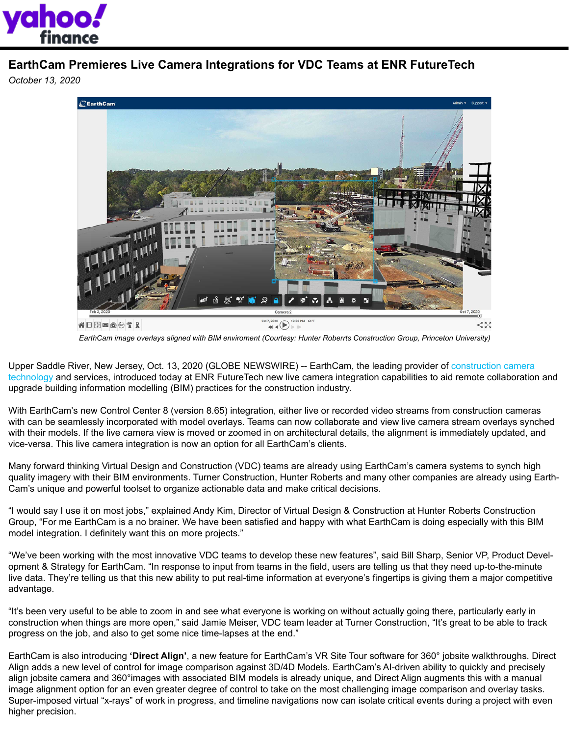# EarthCam Premieres Live Camera Integrations for VDC Teams at ENR FutureTech

*October 13, 2020*

*EarthCam image overlays aligned with BIM enviroment (Courtesy: Hunter Roberrts Construction Group, Princeton University)*

Upper Saddle River, New Jersey, Oct. 13, 2020 (GLOBE NEWSWIRE) -- EarthCam, the leading provider of construction camera technology and services, introduced today at ENR FutureTech new live camera integration capabilities to aid remote collaboration and upgrade building information modelling (BIM) practices for the construction industry.

With EarthCam's new Control Center 8 (version 8.65) integration, either live or recorded video streams from construction cameras with can be seamlessly incorporated with model overlays. Teams can now collaborate and view live camera stream overlays synched with their models. If the live camera view is moved or zoomed in on architectural details, the alignment is immediately updated, and vice-versa. This live camera integration is now an option for all EarthCam's clients.

Many forward thinking Virtual Design and Construction (VDC) teams are already using EarthCam's camera systems to synch high quality imagery with their BIM environments. Turner Construction, Hunter Roberts and many other companies are already using EarthCam's unique and powerful toolset to organize actionable data and make critical decisions.

"I would say I use it on most jobs," explained Andy Kim, Director of Virtual Design & Construction at Hunter Roberts Construction Group, "For me EarthCam is a no brainer. We have been satisfied and happy with what EarthCam is doing especially with this BIM model integration. I definitely want this on more projects."

"We've been working with the most innovative VDC teams to develop these new features", said Bill Sharp, Senior VP, Product Development & Strategy for EarthCam. "In response to input from teams in the field, users are telling us that they need up-to-the-minute live data. They're telling us that this new ability to put real-time information at everyone's fingertips is giving them a major competitive advantage.

"It's been very useful to be able to zoom in and see what everyone is working on without actually going there, particularly early in construction when things are more open," said Jamie Meiser, VDC team leader at Turner Construction, "It's great to be able to track progress on the job, and also to get some nice time-lapses at the end."

EarthCam is also introducing **'Direct Align'**, a new feature for EarthCam's VR Site Tour software for 360° jobsite walkthroughs. Direct Align adds a new level of control for image comparison against 3D/4D Models. EarthCam's AI-driven ability to quickly and precisely align jobsite camera and 360°images with associated BIM models is already unique, and Direct Align augments this with a manual image alignment option for an even greater degree of control to take on the most challenging image comparison and overlay tasks. Super-imposed virtual "x-rays" of work in progress, and timeline navigations now can isolate critical events during a project with even higher precision.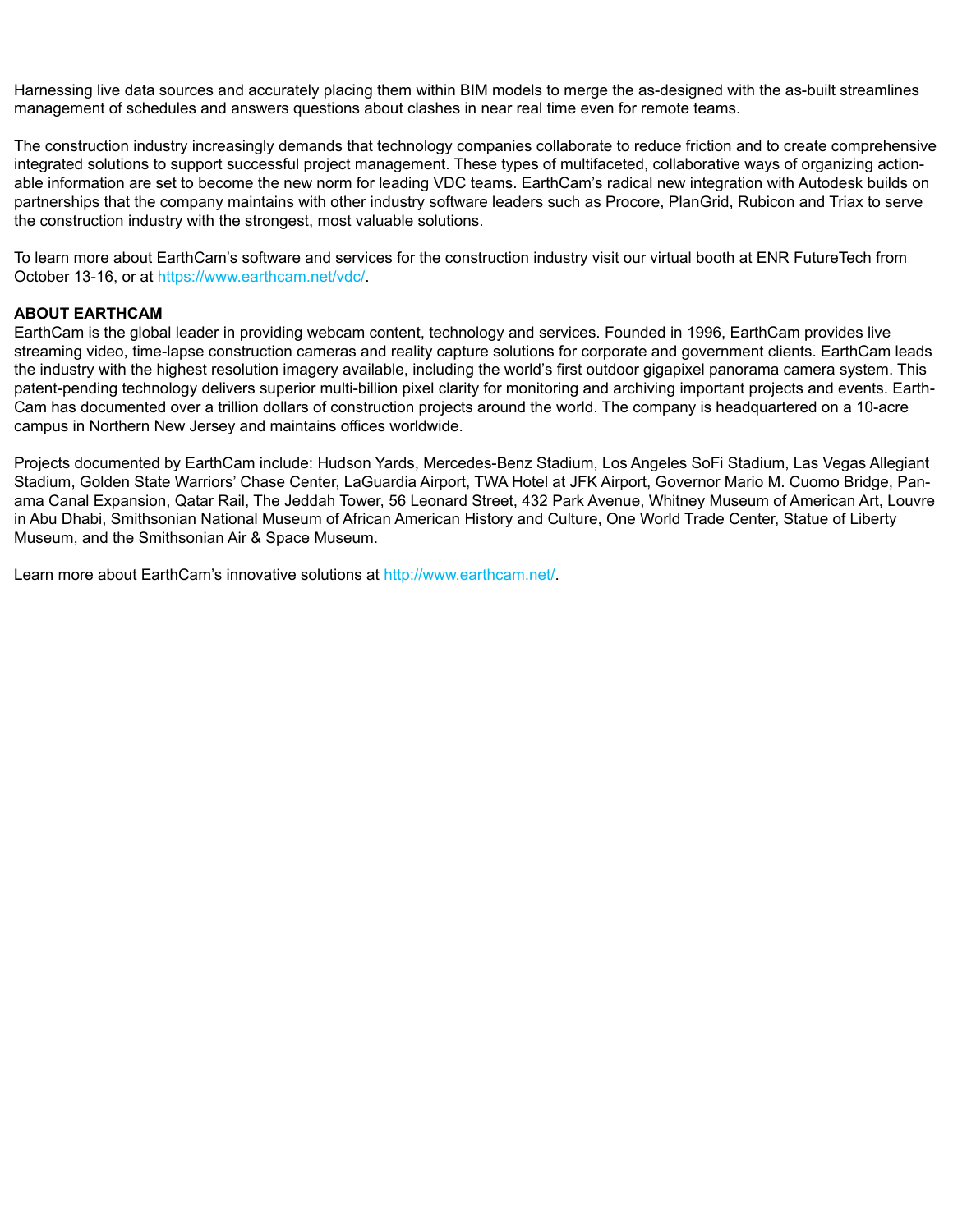Harnessing live data sources and accurately placing them within BIM models to merge the as-designed with the as-built streamlines management of schedules and answers questions about clashes in near real time even for remote teams.

The construction industry increasingly demands that technology companies collaborate to reduce friction and to create comprehensive integrated solutions to support successful project management. These types of multifaceted, collaborative ways of organizing actionable information are set to become the new norm for leading VDC teams. EarthCam's radical new integration with Autodesk builds on partnerships that the company maintains with other industry software leaders such as Procore, PlanGrid, Rubicon and Triax to serve the construction industry with the strongest, most valuable solutions.

To learn more about EarthCam's software and services for the construction industry visit our virtual booth at ENR FutureTech from October 13-16, or at https://www.earthcam.net/vdc/.

**ABOUT EARTHCAM**
EarthCam is the global leader in providing webcam content, technology and services. Founded in 1996, EarthCam provides live streaming video, time-lapse construction cameras and reality capture solutions for corporate and government clients. EarthCam leads the industry with the highest resolution imagery available, including the world's first outdoor gigapixel panorama camera system. This patent-pending technology delivers superior multi-billion pixel clarity for monitoring and archiving important projects and events. EarthCam has documented over a trillion dollars of construction projects around the world. The company is headquartered on a 10-acre campus in Northern New Jersey and maintains offices worldwide.

Projects documented by EarthCam include: Hudson Yards, Mercedes-Benz Stadium, Los Angeles SoFi Stadium, Las Vegas Allegiant Stadium, Golden State Warriors' Chase Center, LaGuardia Airport, TWA Hotel at JFK Airport, Governor Mario M. Cuomo Bridge, Panama Canal Expansion, Qatar Rail, The Jeddah Tower, 56 Leonard Street, 432 Park Avenue, Whitney Museum of American Art, Louvre in Abu Dhabi, Smithsonian National Museum of African American History and Culture, One World Trade Center, Statue of Liberty Museum, and the Smithsonian Air & Space Museum.

Learn more about EarthCam's innovative solutions at http://www.earthcam.net/.